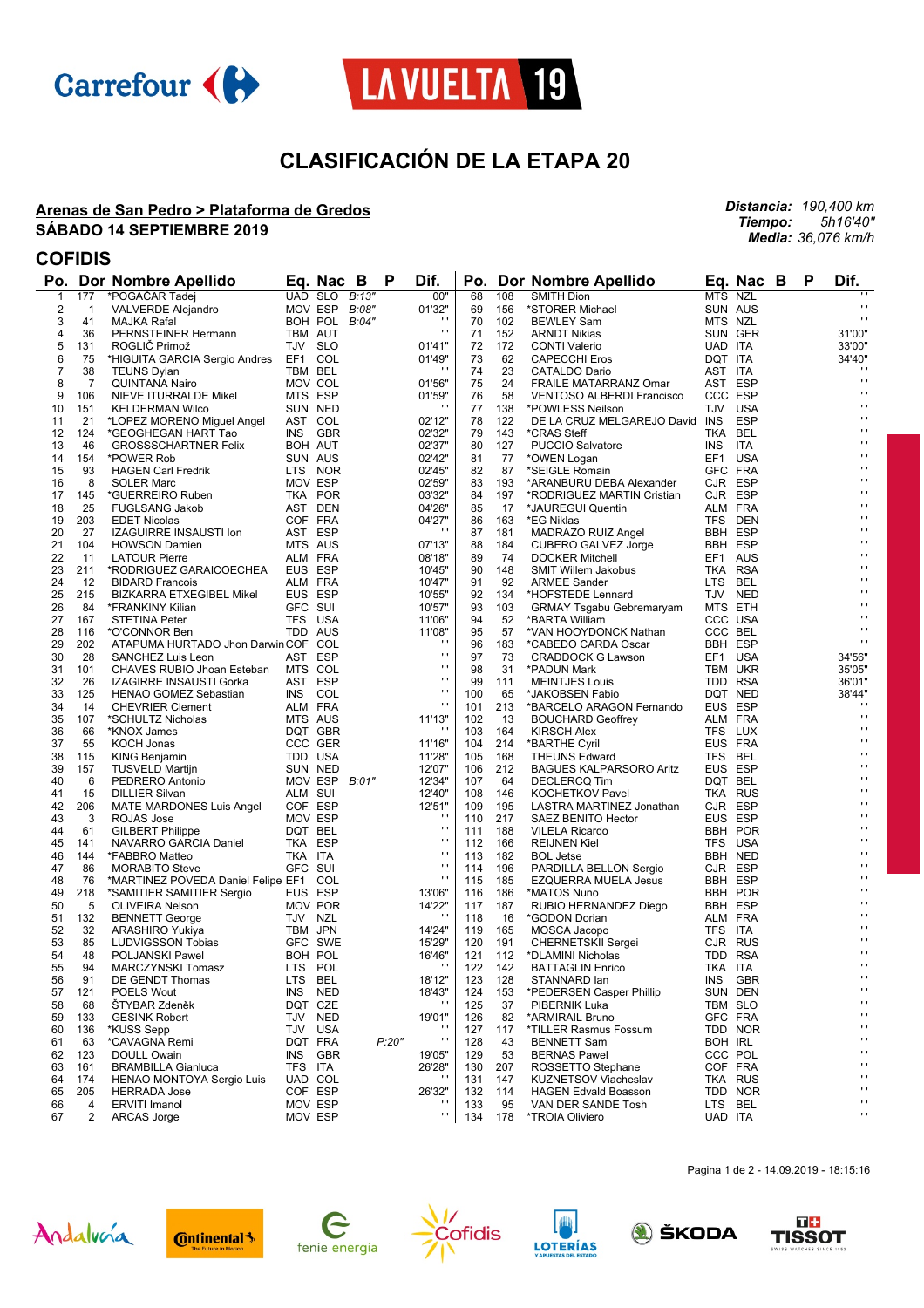# CLASIFICACIÓN DE LA ETAPA 20

**Arenas de San Pedro > Plataforma de Gredos**
**SÁBADO 14 SEPTIEMBRE 2019**

*Distancia:* 190,400 km
*Tiempo:* 5h16'40"
*Media:* 36,076 km/h

## COFIDIS

| Po. | Dor | Nombre Apellido | Eq. | Nac | B | P | Dif. |
|---|---|---|---|---|---|---|---|
| 1 | 177 | *POGACAR Tadej | UAD | SLO | B:13" | | 00" |
| 2 | 1 | VALVERDE Alejandro | MOV | ESP | B:08" | | 01'32" |
| 3 | 41 | MAJKA Rafal | BOH | POL | B:04" | | '' |
| 4 | 36 | PERNSTEINER Hermann | TBM | AUT | | | '' |
| 5 | 131 | ROGLIČ Primož | TJV | SLO | | | 01'41" |
| 6 | 75 | *HIGUITA GARCIA Sergio Andres | EF1 | COL | | | 01'49" |
| 7 | 38 | TEUNS Dylan | TBM | BEL | | | '' |
| 8 | 7 | QUINTANA Nairo | MOV | COL | | | 01'56" |
| 9 | 106 | NIEVE ITURRALDE Mikel | MTS | ESP | | | 01'59" |
| 10 | 151 | KELDERMAN Wilco | SUN | NED | | | '' |
| 11 | 21 | *LOPEZ MORENO Miguel Angel | AST | COL | | | 02'12" |
| 12 | 124 | *GEOGHEGAN HART Tao | INS | GBR | | | 02'32" |
| 13 | 46 | GROSSSCHARTNER Felix | BOH | AUT | | | 02'37" |
| 14 | 154 | *POWER Rob | SUN | AUS | | | 02'42" |
| 15 | 93 | HAGEN Carl Fredrik | LTS | NOR | | | 02'45" |
| 16 | 8 | SOLER Marc | MOV | ESP | | | 02'59" |
| 17 | 145 | *GUERREIRO Ruben | TKA | POR | | | 03'32" |
| 18 | 25 | FUGLSANG Jakob | AST | DEN | | | 04'26" |
| 19 | 203 | EDET Nicolas | COF | FRA | | | 04'27" |
| 20 | 27 | IZAGUIRRE INSAUSTI Ion | AST | ESP | | | '' |
| 21 | 104 | HOWSON Damien | MTS | AUS | | | 07'13" |
| 22 | 11 | LATOUR Pierre | ALM | FRA | | | 08'18" |
| 23 | 211 | *RODRIGUEZ GARAICOECHEA | EUS | ESP | | | 10'45" |
| 24 | 12 | BIDARD Francois | ALM | FRA | | | 10'47" |
| 25 | 215 | BIZKARRA ETXEGIBEL Mikel | EUS | ESP | | | 10'55" |
| 26 | 84 | *FRANKINY Kilian | GFC | SUI | | | 10'57" |
| 27 | 167 | STETINA Peter | TFS | USA | | | 11'06" |
| 28 | 116 | *O'CONNOR Ben | TDD | AUS | | | 11'08" |
| 29 | 202 | ATAPUMA HURTADO Jhon Darwin | COF | COL | | | '' |
| 30 | 28 | SANCHEZ Luis Leon | AST | ESP | | | '' |
| 31 | 101 | CHAVES RUBIO Jhoan Esteban | MTS | COL | | | '' |
| 32 | 26 | IZAGIRRE INSAUSTI Gorka | AST | ESP | | | '' |
| 33 | 125 | HENAO GOMEZ Sebastian | INS | COL | | | '' |
| 34 | 14 | CHEVRIER Clement | ALM | FRA | | | '' |
| 35 | 107 | *SCHULTZ Nicholas | MTS | AUS | | | 11'13" |
| 36 | 66 | *KNOX James | DQT | GBR | | | '' |
| 37 | 55 | KOCH Jonas | CCC | GER | | | 11'16" |
| 38 | 115 | KING Benjamin | TDD | USA | | | 11'28" |
| 39 | 157 | TUSVELD Martijn | SUN | NED | | | 12'07" |
| 40 | 6 | PEDRERO Antonio | MOV | ESP | B:01" | | 12'34" |
| 41 | 15 | DILLIER Silvan | ALM | SUI | | | 12'40" |
| 42 | 206 | MATE MARDONES Luis Angel | COF | ESP | | | 12'51" |
| 43 | 3 | ROJAS Jose | MOV | ESP | | | '' |
| 44 | 61 | GILBERT Philippe | DQT | BEL | | | '' |
| 45 | 141 | NAVARRO GARCIA Daniel | TKA | ESP | | | '' |
| 46 | 144 | *FABBRO Matteo | TKA | ITA | | | '' |
| 47 | 86 | MORABITO Steve | GFC | SUI | | | '' |
| 48 | 76 | *MARTINEZ POVEDA Daniel Felipe | EF1 | COL | | | '' |
| 49 | 218 | *SAMITIER SAMITIER Sergio | EUS | ESP | | | 13'06" |
| 50 | 5 | OLIVEIRA Nelson | MOV | POR | | | 14'22" |
| 51 | 132 | BENNETT George | TJV | NZL | | | '' |
| 52 | 32 | ARASHIRO Yukiya | TBM | JPN | | | 14'24" |
| 53 | 85 | LUDVIGSSON Tobias | GFC | SWE | | | 15'29" |
| 54 | 48 | POLJANSKI Pawel | BOH | POL | | | 16'46" |
| 55 | 94 | MARCZYNSKI Tomasz | LTS | POL | | | '' |
| 56 | 91 | DE GENDT Thomas | LTS | BEL | | | 18'12" |
| 57 | 121 | POELS Wout | INS | NED | | | 18'43" |
| 58 | 68 | ŠTYBAR Zdeněk | DQT | CZE | | | '' |
| 59 | 133 | GESINK Robert | TJV | NED | | | 19'01" |
| 60 | 136 | *KUSS Sepp | TJV | USA | | | '' |
| 61 | 63 | *CAVAGNA Remi | DQT | FRA | | P:20" | '' |
| 62 | 123 | DOULL Owain | INS | GBR | | | 19'05" |
| 63 | 161 | BRAMBILLA Gianluca | TFS | ITA | | | 26'28" |
| 64 | 174 | HENAO MONTOYA Sergio Luis | UAD | COL | | | '' |
| 65 | 205 | HERRADA Jose | COF | ESP | | | 26'32" |
| 66 | 4 | ERVITI Imanol | MOV | ESP | | | '' |
| 67 | 2 | ARCAS Jorge | MOV | ESP | | | '' |
| 68 | 108 | SMITH Dion | MTS | NZL | | | '' |
| 69 | 156 | *STORER Michael | SUN | AUS | | | '' |
| 70 | 102 | BEWLEY Sam | MTS | NZL | | | '' |
| 71 | 152 | ARNDT Nikias | SUN | GER | | | 31'00" |
| 72 | 172 | CONTI Valerio | UAD | ITA | | | 33'00" |
| 73 | 62 | CAPECCHI Eros | DQT | ITA | | | 34'40" |
| 74 | 23 | CATALDO Dario | AST | ITA | | | '' |
| 75 | 24 | FRAILE MATARRANZ Omar | AST | ESP | | | '' |
| 76 | 58 | VENTOSO ALBERDI Francisco | CCC | ESP | | | '' |
| 77 | 138 | *POWLESS Neilson | TJV | USA | | | '' |
| 78 | 122 | DE LA CRUZ MELGAREJO David | INS | ESP | | | '' |
| 79 | 143 | *CRAS Steff | TKA | BEL | | | '' |
| 80 | 127 | PUCCIO Salvatore | INS | ITA | | | '' |
| 81 | 77 | *OWEN Logan | EF1 | USA | | | '' |
| 82 | 87 | *SEIGLE Romain | GFC | FRA | | | '' |
| 83 | 193 | *ARANBURU DEBA Alexander | CJR | ESP | | | '' |
| 84 | 197 | *RODRIGUEZ MARTIN Cristian | CJR | ESP | | | '' |
| 85 | 17 | *JAUREGUI Quentin | ALM | FRA | | | '' |
| 86 | 163 | *EG Niklas | TFS | DEN | | | '' |
| 87 | 181 | MADRAZO RUIZ Angel | BBH | ESP | | | '' |
| 88 | 184 | CUBERO GALVEZ Jorge | BBH | ESP | | | '' |
| 89 | 74 | DOCKER Mitchell | EF1 | AUS | | | '' |
| 90 | 148 | SMIT Willem Jakobus | TKA | RSA | | | '' |
| 91 | 92 | ARMEE Sander | LTS | BEL | | | '' |
| 92 | 134 | *HOFSTEDE Lennard | TJV | NED | | | '' |
| 93 | 103 | GRMAY Tsgabu Gebremaryam | MTS | ETH | | | '' |
| 94 | 52 | *BARTA William | CCC | USA | | | '' |
| 95 | 57 | *VAN HOOYDONCK Nathan | CCC | BEL | | | '' |
| 96 | 183 | *CABEDO CARDA Oscar | BBH | ESP | | | '' |
| 97 | 73 | CRADDOCK G Lawson | EF1 | USA | | | 34'56" |
| 98 | 31 | *PADUN Mark | TBM | UKR | | | 35'05" |
| 99 | 111 | MEINTJES Louis | TDD | RSA | | | 36'01" |
| 100 | 65 | *JAKOBSEN Fabio | DQT | NED | | | 38'44" |
| 101 | 213 | *BARCELO ARAGON Fernando | EUS | ESP | | | '' |
| 102 | 13 | BOUCHARD Geoffrey | ALM | FRA | | | '' |
| 103 | 164 | KIRSCH Alex | TFS | LUX | | | '' |
| 104 | 214 | *BARTHE Cyril | EUS | FRA | | | '' |
| 105 | 168 | THEUNS Edward | TFS | BEL | | | '' |
| 106 | 212 | BAGUES KALPARSORO Aritz | EUS | ESP | | | '' |
| 107 | 64 | DECLERCQ Tim | DQT | BEL | | | '' |
| 108 | 146 | KOCHETKOV Pavel | TKA | RUS | | | '' |
| 109 | 195 | LASTRA MARTINEZ Jonathan | CJR | ESP | | | '' |
| 110 | 217 | SAEZ BENITO Hector | EUS | ESP | | | '' |
| 111 | 188 | VILELA Ricardo | BBH | POR | | | '' |
| 112 | 166 | REIJNEN Kiel | TFS | USA | | | '' |
| 113 | 182 | BOL Jetse | BBH | NED | | | '' |
| 114 | 196 | PARDILLA BELLON Sergio | CJR | ESP | | | '' |
| 115 | 185 | EZQUERRA MUELA Jesus | BBH | ESP | | | '' |
| 116 | 186 | *MATOS Nuno | BBH | POR | | | '' |
| 117 | 187 | RUBIO HERNANDEZ Diego | BBH | ESP | | | '' |
| 118 | 16 | *GODON Dorian | ALM | FRA | | | '' |
| 119 | 165 | MOSCA Jacopo | TFS | ITA | | | '' |
| 120 | 191 | CHERNETSKII Sergei | CJR | RUS | | | '' |
| 121 | 112 | *DLAMINI Nicholas | TDD | RSA | | | '' |
| 122 | 142 | BATTAGLIN Enrico | TKA | ITA | | | '' |
| 123 | 128 | STANNARD Ian | INS | GBR | | | '' |
| 124 | 153 | *PEDERSEN Casper Phillip | SUN | DEN | | | '' |
| 125 | 37 | PIBERNIK Luka | TBM | SLO | | | '' |
| 126 | 82 | *ARMIRAIL Bruno | GFC | FRA | | | '' |
| 127 | 117 | *TILLER Rasmus Fossum | TDD | NOR | | | '' |
| 128 | 43 | BENNETT Sam | BOH | IRL | | | '' |
| 129 | 53 | BERNAS Pawel | CCC | POL | | | '' |
| 130 | 207 | ROSSETTO Stephane | COF | FRA | | | '' |
| 131 | 147 | KUZNETSOV Viacheslav | TKA | RUS | | | '' |
| 132 | 114 | HAGEN Edvald Boasson | TDD | NOR | | | '' |
| 133 | 95 | VAN DER SANDE Tosh | LTS | BEL | | | '' |
| 134 | 178 | *TROIA Oliviero | UAD | ITA | | | '' |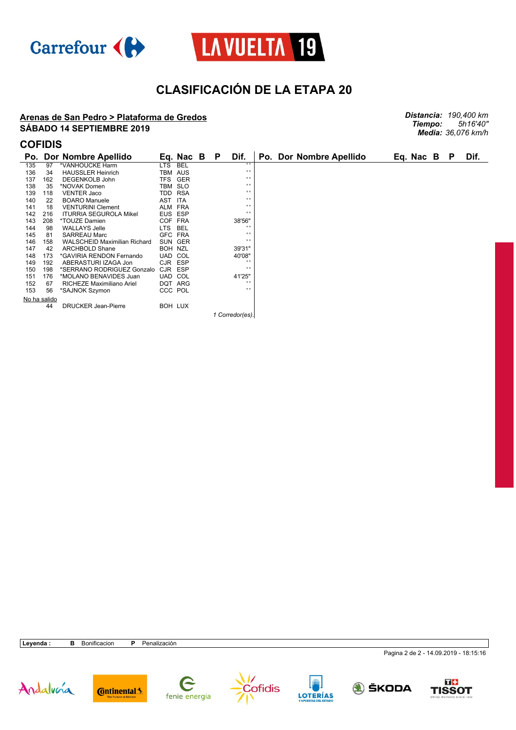# CLASIFICACIÓN DE LA ETAPA 20

**Arenas de San Pedro > Plataforma de Gredos**
**SÁBADO 14 SEPTIEMBRE 2019**

***Distancia:*** *190,400 km*
***Tiempo:*** *5h16'40"*
***Media:*** *36,076 km/h*

## COFIDIS

| Po. | Dor | Nombre Apellido | Eq. | Nac | B | P | Dif. |
|---|---|---|---|---|---|---|---|
| 135 | 97 | *VANHOUCKE Harm | LTS | BEL | | | ' ' |
| 136 | 34 | HAUSSLER Heinrich | TBM | AUS | | | ' ' |
| 137 | 162 | DEGENKOLB John | TFS | GER | | | ' ' |
| 138 | 35 | *NOVAK Domen | TBM | SLO | | | ' ' |
| 139 | 118 | VENTER Jaco | TDD | RSA | | | ' ' |
| 140 | 22 | BOARO Manuele | AST | ITA | | | ' ' |
| 141 | 18 | VENTURINI Clement | ALM | FRA | | | ' ' |
| 142 | 216 | ITURRIA SEGUROLA Mikel | EUS | ESP | | | ' ' |
| 143 | 208 | *TOUZE Damien | COF | FRA | | | 38'56" |
| 144 | 98 | WALLAYS Jelle | LTS | BEL | | | ' ' |
| 145 | 81 | SARREAU Marc | GFC | FRA | | | ' ' |
| 146 | 158 | WALSCHEID Maximilian Richard | SUN | GER | | | ' ' |
| 147 | 42 | ARCHBOLD Shane | BOH | NZL | | | 39'31" |
| 148 | 173 | *GAVIRIA RENDON Fernando | UAD | COL | | | 40'08" |
| 149 | 192 | ABERASTURI IZAGA Jon | CJR | ESP | | | ' ' |
| 150 | 198 | *SERRANO RODRIGUEZ Gonzalo | CJR | ESP | | | ' ' |
| 151 | 176 | *MOLANO BENAVIDES Juan | UAD | COL | | | 41'25" |
| 152 | 67 | RICHEZE Maximiliano Ariel | DQT | ARG | | | ' ' |
| 153 | 56 | *SAJNOK Szymon | CCC | POL | | | ' ' |

No ha salido

| Po. | Dor | Nombre Apellido | Eq. | Nac | B | P | Dif. |
|---|---|---|---|---|---|---|---|
| | 44 | DRUCKER Jean-Pierre | BOH | LUX | | | |

*1 Corredor(es).*

**Leyenda :** **B** Bonificacion **P** Penalización